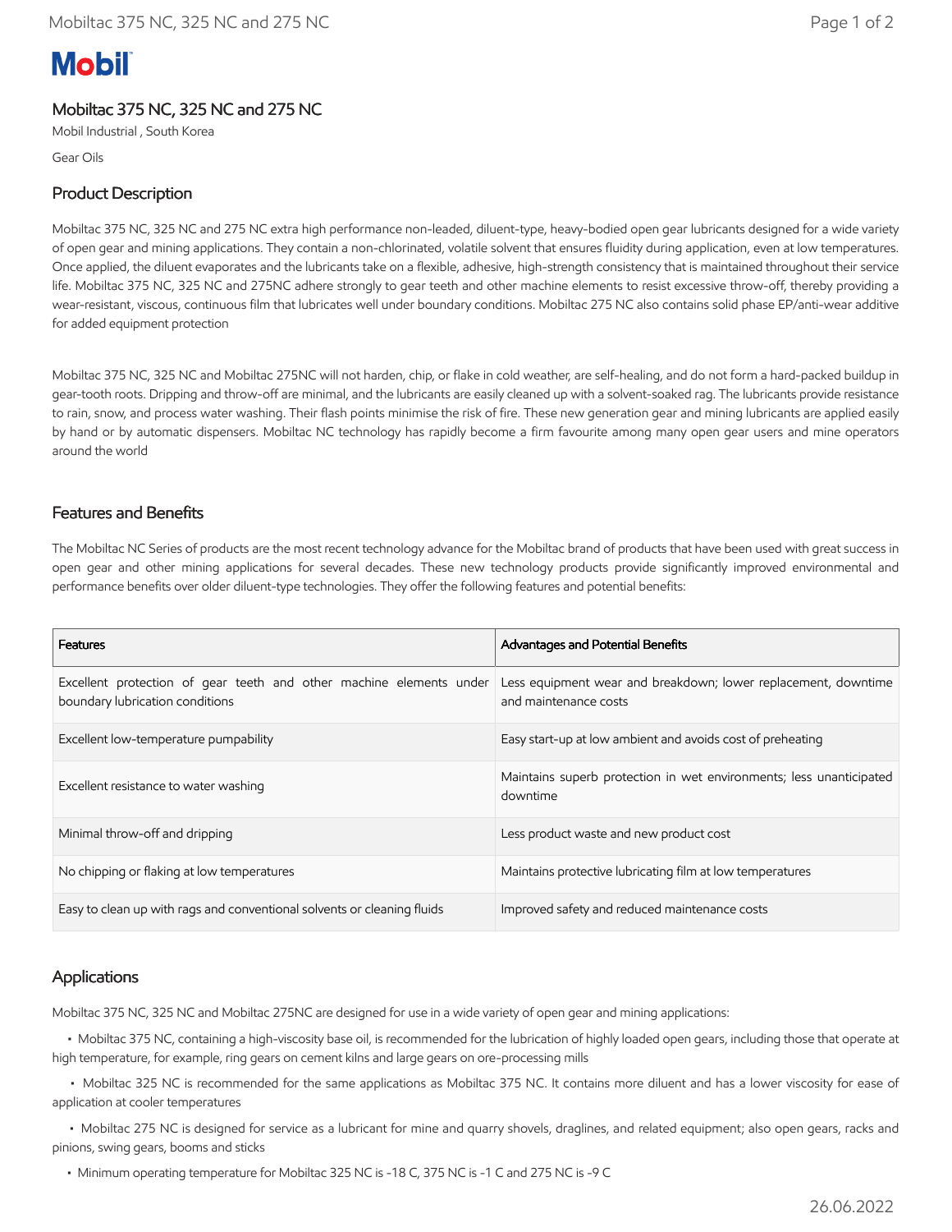Mobil

# Mobiltac 375 NC, 325 NC and 275 NC

Mobil Industrial , South Korea

Gear Oils

## Product Description

Mobiltac 375 NC, 325 NC and 275 NC extra high performance non-leaded, diluent-type, heavy-bodied open gear lubricants designed for a wide variety of open gear and mining applications. They contain a non-chlorinated, volatile solvent that ensures fluidity during application, even at low temperatures. Once applied, the diluent evaporates and the lubricants take on a flexible, adhesive, high-strength consistency that is maintained throughout their service life. Mobiltac 375 NC, 325 NC and 275NC adhere strongly to gear teeth and other machine elements to resist excessive throw-off, thereby providing a wear-resistant, viscous, continuous film that lubricates well under boundary conditions. Mobiltac 275 NC also contains solid phase EP/anti-wear additive for added equipment protection

Mobiltac 375 NC, 325 NC and Mobiltac 275NC will not harden, chip, or flake in cold weather, are self-healing, and do not form a hard-packed buildup in gear-tooth roots. Dripping and throw-off are minimal, and the lubricants are easily cleaned up with a solvent-soaked rag. The lubricants provide resistance to rain, snow, and process water washing. Their flash points minimise the risk of fire. These new generation gear and mining lubricants are applied easily by hand or by automatic dispensers. Mobiltac NC technology has rapidly become a firm favourite among many open gear users and mine operators around the world

## Features and Benefits

The Mobiltac NC Series of products are the most recent technology advance for the Mobiltac brand of products that have been used with great success in open gear and other mining applications for several decades. These new technology products provide significantly improved environmental and performance benefits over older diluent-type technologies. They offer the following features and potential benefits:

| Features | Advantages and Potential Benefits |
|---|---|
| Excellent protection of gear teeth and other machine elements under boundary lubrication conditions | Less equipment wear and breakdown; lower replacement, downtime and maintenance costs |
| Excellent low-temperature pumpability | Easy start-up at low ambient and avoids cost of preheating |
| Excellent resistance to water washing | Maintains superb protection in wet environments; less unanticipated downtime |
| Minimal throw-off and dripping | Less product waste and new product cost |
| No chipping or flaking at low temperatures | Maintains protective lubricating film at low temperatures |
| Easy to clean up with rags and conventional solvents or cleaning fluids | Improved safety and reduced maintenance costs |

## Applications

Mobiltac 375 NC, 325 NC and Mobiltac 275NC are designed for use in a wide variety of open gear and mining applications:

- Mobiltac 375 NC, containing a high-viscosity base oil, is recommended for the lubrication of highly loaded open gears, including those that operate at high temperature, for example, ring gears on cement kilns and large gears on ore-processing mills
- Mobiltac 325 NC is recommended for the same applications as Mobiltac 375 NC. It contains more diluent and has a lower viscosity for ease of application at cooler temperatures
- Mobiltac 275 NC is designed for service as a lubricant for mine and quarry shovels, draglines, and related equipment; also open gears, racks and pinions, swing gears, booms and sticks
- Minimum operating temperature for Mobiltac 325 NC is -18 C, 375 NC is -1 C and 275 NC is -9 C

26.06.2022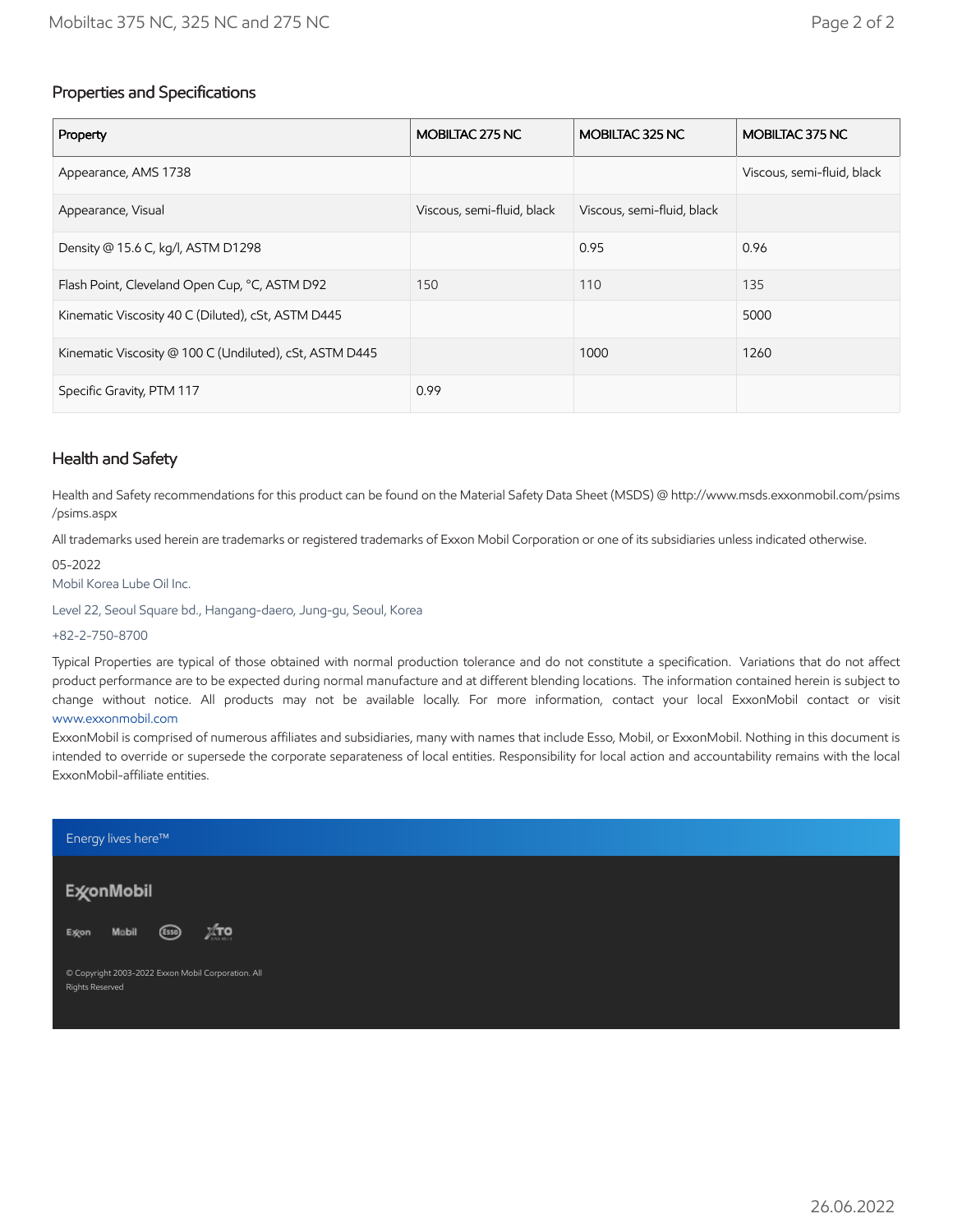## Properties and Specifications

| Property | MOBILTAC 275 NC | MOBILTAC 325 NC | MOBILTAC 375 NC |
|---|---|---|---|
| Appearance, AMS 1738 | | | Viscous, semi-fluid, black |
| Appearance, Visual | Viscous, semi-fluid, black | Viscous, semi-fluid, black | |
| Density @ 15.6 C, kg/l, ASTM D1298 | | 0.95 | 0.96 |
| Flash Point, Cleveland Open Cup, °C, ASTM D92 | 150 | 110 | 135 |
| Kinematic Viscosity 40 C (Diluted), cSt, ASTM D445 | | | 5000 |
| Kinematic Viscosity @ 100 C (Undiluted), cSt, ASTM D445 | | 1000 | 1260 |
| Specific Gravity, PTM 117 | 0.99 | | |

## Health and Safety

Health and Safety recommendations for this product can be found on the Material Safety Data Sheet (MSDS) @ http://www.msds.exxonmobil.com/psims/psims.aspx

All trademarks used herein are trademarks or registered trademarks of Exxon Mobil Corporation or one of its subsidiaries unless indicated otherwise.

05-2022

Mobil Korea Lube Oil Inc.

Level 22, Seoul Square bd., Hangang-daero, Jung-gu, Seoul, Korea

+82-2-750-8700

Typical Properties are typical of those obtained with normal production tolerance and do not constitute a specification. Variations that do not affect product performance are to be expected during normal manufacture and at different blending locations. The information contained herein is subject to change without notice. All products may not be available locally. For more information, contact your local ExxonMobil contact or visit www.exxonmobil.com

ExxonMobil is comprised of numerous affiliates and subsidiaries, many with names that include Esso, Mobil, or ExxonMobil. Nothing in this document is intended to override or supersede the corporate separateness of local entities. Responsibility for local action and accountability remains with the local ExxonMobil-affiliate entities.

Energy lives here™

ExxonMobil

Exxon Mobil Esso XTO

© Copyright 2003-2022 Exxon Mobil Corporation. All Rights Reserved